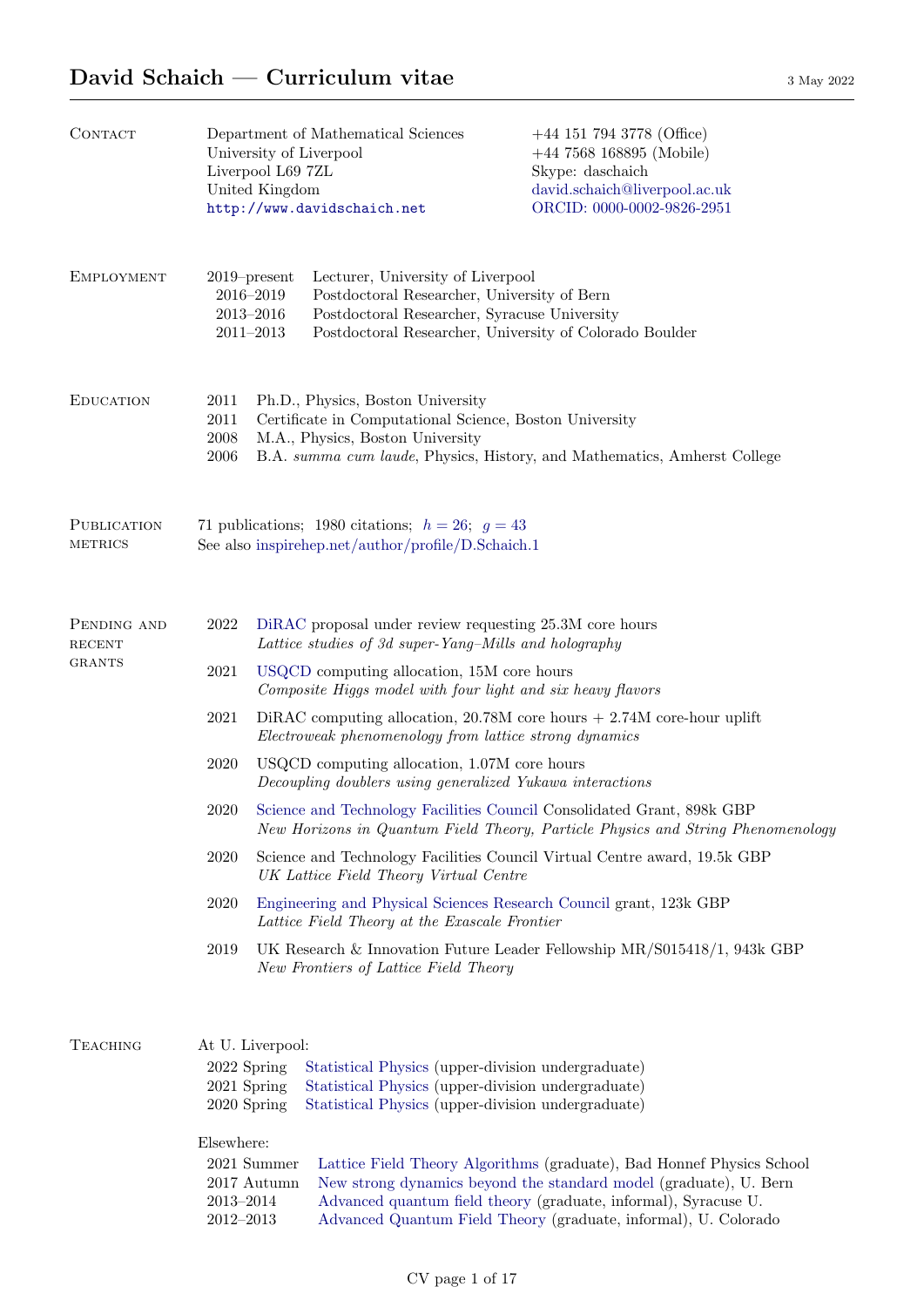# David Schaich — Curriculum vitae

3 May 2022

## Contact

Department of Mathematical Sciences
University of Liverpool
Liverpool L69 7ZL
United Kingdom
http://www.davidschaich.net

+44 151 794 3778 (Office)
+44 7568 168895 (Mobile)
Skype: daschaich
david.schaich@liverpool.ac.uk
ORCID: 0000-0002-9826-2951

## Employment

- 2019–present — Lecturer, University of Liverpool
- 2016–2019 — Postdoctoral Researcher, University of Bern
- 2013–2016 — Postdoctoral Researcher, Syracuse University
- 2011–2013 — Postdoctoral Researcher, University of Colorado Boulder

## Education

- 2011 — Ph.D., Physics, Boston University
- 2011 — Certificate in Computational Science, Boston University
- 2008 — M.A., Physics, Boston University
- 2006 — B.A. *summa cum laude*, Physics, History, and Mathematics, Amherst College

## Publication metrics

71 publications; 1980 citations; $h = 26$; $g = 43$
See also inspirehep.net/author/profile/D.Schaich.1

## Pending and recent grants

- 2022 — DiRAC proposal under review requesting 25.3M core hours
  *Lattice studies of 3d super-Yang–Mills and holography*
- 2021 — USQCD computing allocation, 15M core hours
  *Composite Higgs model with four light and six heavy flavors*
- 2021 — DiRAC computing allocation, 20.78M core hours + 2.74M core-hour uplift
  *Electroweak phenomenology from lattice strong dynamics*
- 2020 — USQCD computing allocation, 1.07M core hours
  *Decoupling doublers using generalized Yukawa interactions*
- 2020 — Science and Technology Facilities Council Consolidated Grant, 898k GBP
  *New Horizons in Quantum Field Theory, Particle Physics and String Phenomenology*
- 2020 — Science and Technology Facilities Council Virtual Centre award, 19.5k GBP
  *UK Lattice Field Theory Virtual Centre*
- 2020 — Engineering and Physical Sciences Research Council grant, 123k GBP
  *Lattice Field Theory at the Exascale Frontier*
- 2019 — UK Research & Innovation Future Leader Fellowship MR/S015418/1, 943k GBP
  *New Frontiers of Lattice Field Theory*

## Teaching

At U. Liverpool:

- 2022 Spring — Statistical Physics (upper-division undergraduate)
- 2021 Spring — Statistical Physics (upper-division undergraduate)
- 2020 Spring — Statistical Physics (upper-division undergraduate)

Elsewhere:

- 2021 Summer — Lattice Field Theory Algorithms (graduate), Bad Honnef Physics School
- 2017 Autumn — New strong dynamics beyond the standard model (graduate), U. Bern
- 2013–2014 — Advanced quantum field theory (graduate, informal), Syracuse U.
- 2012–2013 — Advanced Quantum Field Theory (graduate, informal), U. Colorado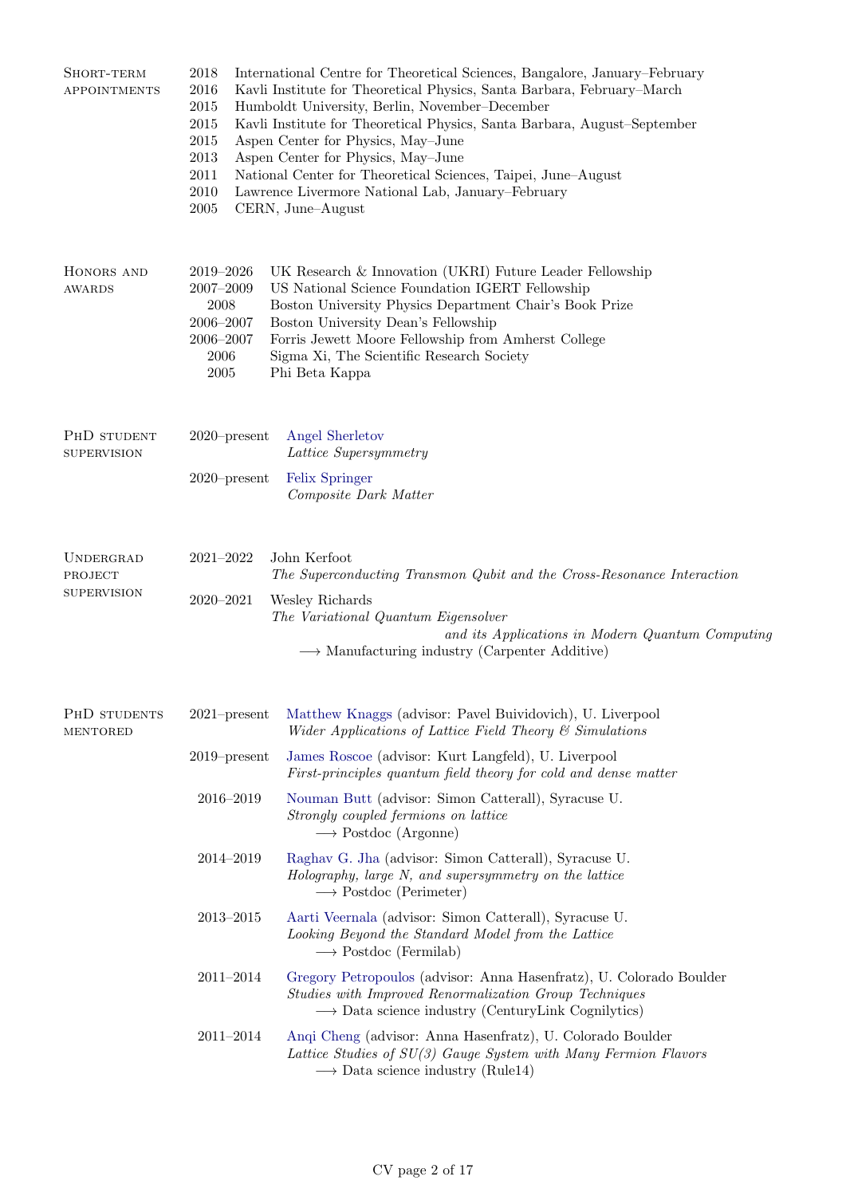## Short-term appointments

- 2018 International Centre for Theoretical Sciences, Bangalore, January–February
- 2016 Kavli Institute for Theoretical Physics, Santa Barbara, February–March
- 2015 Humboldt University, Berlin, November–December
- 2015 Kavli Institute for Theoretical Physics, Santa Barbara, August–September
- 2015 Aspen Center for Physics, May–June
- 2013 Aspen Center for Physics, May–June
- 2011 National Center for Theoretical Sciences, Taipei, June–August
- 2010 Lawrence Livermore National Lab, January–February
- 2005 CERN, June–August

## Honors and awards

- 2019–2026 UK Research & Innovation (UKRI) Future Leader Fellowship
- 2007–2009 US National Science Foundation IGERT Fellowship
- 2008 Boston University Physics Department Chair's Book Prize
- 2006–2007 Boston University Dean's Fellowship
- 2006–2007 Forris Jewett Moore Fellowship from Amherst College
- 2006 Sigma Xi, The Scientific Research Society
- 2005 Phi Beta Kappa

## PhD student supervision

- 2020–present Angel Sherletov
  *Lattice Supersymmetry*
- 2020–present Felix Springer
  *Composite Dark Matter*

## Undergrad project supervision

- 2021–2022 John Kerfoot
  *The Superconducting Transmon Qubit and the Cross-Resonance Interaction*
- 2020–2021 Wesley Richards
  *The Variational Quantum Eigensolver and its Applications in Modern Quantum Computing*
  ⟶ Manufacturing industry (Carpenter Additive)

## PhD students mentored

- 2021–present Matthew Knaggs (advisor: Pavel Buividovich), U. Liverpool
  *Wider Applications of Lattice Field Theory & Simulations*
- 2019–present James Roscoe (advisor: Kurt Langfeld), U. Liverpool
  *First-principles quantum field theory for cold and dense matter*
- 2016–2019 Nouman Butt (advisor: Simon Catterall), Syracuse U.
  *Strongly coupled fermions on lattice*
  ⟶ Postdoc (Argonne)
- 2014–2019 Raghav G. Jha (advisor: Simon Catterall), Syracuse U.
  *Holography, large N, and supersymmetry on the lattice*
  ⟶ Postdoc (Perimeter)
- 2013–2015 Aarti Veernala (advisor: Simon Catterall), Syracuse U.
  *Looking Beyond the Standard Model from the Lattice*
  ⟶ Postdoc (Fermilab)
- 2011–2014 Gregory Petropoulos (advisor: Anna Hasenfratz), U. Colorado Boulder
  *Studies with Improved Renormalization Group Techniques*
  ⟶ Data science industry (CenturyLink Cognilytics)
- 2011–2014 Anqi Cheng (advisor: Anna Hasenfratz), U. Colorado Boulder
  *Lattice Studies of SU(3) Gauge System with Many Fermion Flavors*
  ⟶ Data science industry (Rule14)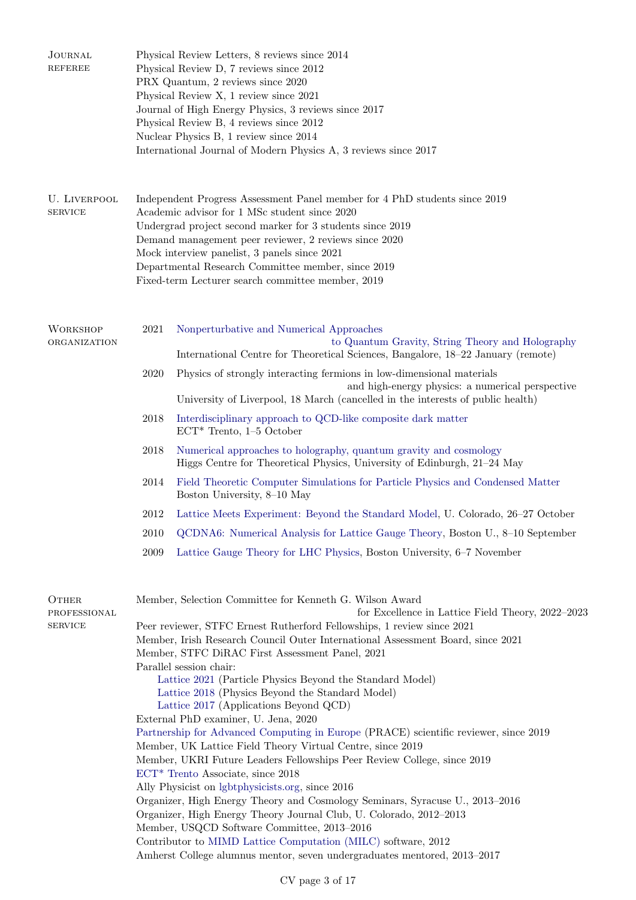## Journal referee

Physical Review Letters, 8 reviews since 2014
Physical Review D, 7 reviews since 2012
PRX Quantum, 2 reviews since 2020
Physical Review X, 1 review since 2021
Journal of High Energy Physics, 3 reviews since 2017
Physical Review B, 4 reviews since 2012
Nuclear Physics B, 1 review since 2014
International Journal of Modern Physics A, 3 reviews since 2017

## U. Liverpool service

Independent Progress Assessment Panel member for 4 PhD students since 2019
Academic advisor for 1 MSc student since 2020
Undergrad project second marker for 3 students since 2019
Demand management peer reviewer, 2 reviews since 2020
Mock interview panelist, 3 panels since 2021
Departmental Research Committee member, since 2019
Fixed-term Lecturer search committee member, 2019

## Workshop organization

- 2021 Nonperturbative and Numerical Approaches to Quantum Gravity, String Theory and Holography
  International Centre for Theoretical Sciences, Bangalore, 18–22 January (remote)
- 2020 Physics of strongly interacting fermions in low-dimensional materials and high-energy physics: a numerical perspective
  University of Liverpool, 18 March (cancelled in the interests of public health)
- 2018 Interdisciplinary approach to QCD-like composite dark matter
  ECT* Trento, 1–5 October
- 2018 Numerical approaches to holography, quantum gravity and cosmology
  Higgs Centre for Theoretical Physics, University of Edinburgh, 21–24 May
- 2014 Field Theoretic Computer Simulations for Particle Physics and Condensed Matter
  Boston University, 8–10 May
- 2012 Lattice Meets Experiment: Beyond the Standard Model, U. Colorado, 26–27 October
- 2010 QCDNA6: Numerical Analysis for Lattice Gauge Theory, Boston U., 8–10 September
- 2009 Lattice Gauge Theory for LHC Physics, Boston University, 6–7 November

## Other professional service

Member, Selection Committee for Kenneth G. Wilson Award for Excellence in Lattice Field Theory, 2022–2023
Peer reviewer, STFC Ernest Rutherford Fellowships, 1 review since 2021
Member, Irish Research Council Outer International Assessment Board, since 2021
Member, STFC DiRAC First Assessment Panel, 2021
Parallel session chair:
- Lattice 2021 (Particle Physics Beyond the Standard Model)
- Lattice 2018 (Physics Beyond the Standard Model)
- Lattice 2017 (Applications Beyond QCD)

External PhD examiner, U. Jena, 2020
Partnership for Advanced Computing in Europe (PRACE) scientific reviewer, since 2019
Member, UK Lattice Field Theory Virtual Centre, since 2019
Member, UKRI Future Leaders Fellowships Peer Review College, since 2019
ECT* Trento Associate, since 2018
Ally Physicist on lgbtphysicists.org, since 2016
Organizer, High Energy Theory and Cosmology Seminars, Syracuse U., 2013–2016
Organizer, High Energy Theory Journal Club, U. Colorado, 2012–2013
Member, USQCD Software Committee, 2013–2016
Contributor to MIMD Lattice Computation (MILC) software, 2012
Amherst College alumnus mentor, seven undergraduates mentored, 2013–2017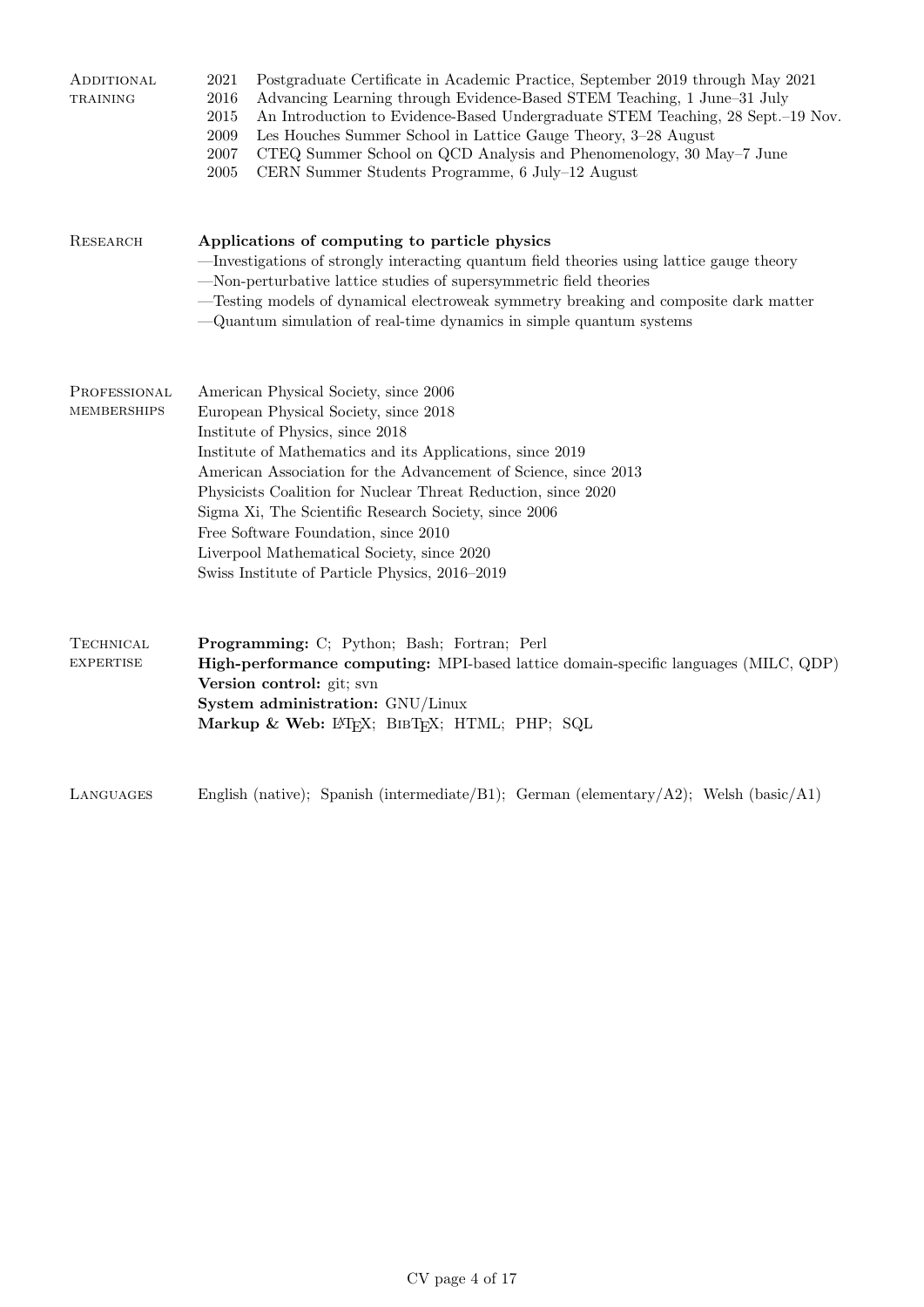## Additional training

- 2021 Postgraduate Certificate in Academic Practice, September 2019 through May 2021
- 2016 Advancing Learning through Evidence-Based STEM Teaching, 1 June–31 July
- 2015 An Introduction to Evidence-Based Undergraduate STEM Teaching, 28 Sept.–19 Nov.
- 2009 Les Houches Summer School in Lattice Gauge Theory, 3–28 August
- 2007 CTEQ Summer School on QCD Analysis and Phenomenology, 30 May–7 June
- 2005 CERN Summer Students Programme, 6 July–12 August

## Research

**Applications of computing to particle physics**

—Investigations of strongly interacting quantum field theories using lattice gauge theory
—Non-perturbative lattice studies of supersymmetric field theories
—Testing models of dynamical electroweak symmetry breaking and composite dark matter
—Quantum simulation of real-time dynamics in simple quantum systems

## Professional memberships

American Physical Society, since 2006
European Physical Society, since 2018
Institute of Physics, since 2018
Institute of Mathematics and its Applications, since 2019
American Association for the Advancement of Science, since 2013
Physicists Coalition for Nuclear Threat Reduction, since 2020
Sigma Xi, The Scientific Research Society, since 2006
Free Software Foundation, since 2010
Liverpool Mathematical Society, since 2020
Swiss Institute of Particle Physics, 2016–2019

## Technical expertise

**Programming:** C; Python; Bash; Fortran; Perl
**High-performance computing:** MPI-based lattice domain-specific languages (MILC, QDP)
**Version control:** git; svn
**System administration:** GNU/Linux
**Markup & Web:** LaTeX; BibTeX; HTML; PHP; SQL

## Languages

English (native); Spanish (intermediate/B1); German (elementary/A2); Welsh (basic/A1)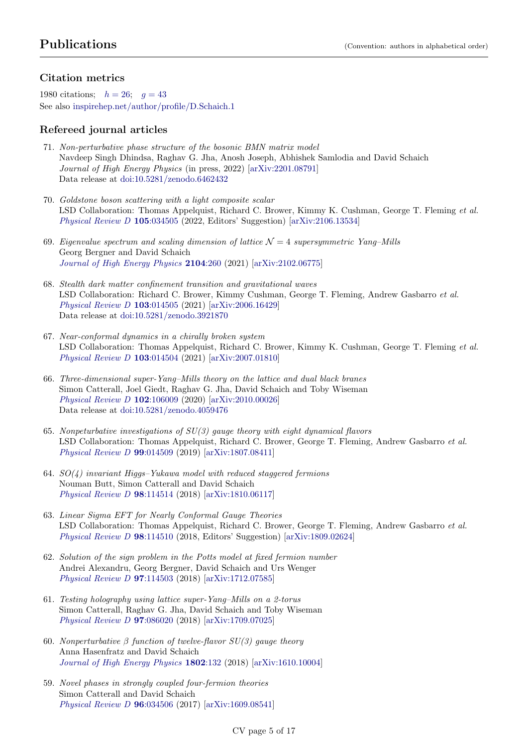# Publications

(Convention: authors in alphabetical order)

## Citation metrics

1980 citations; $h = 26$; $g = 43$
See also inspirehep.net/author/profile/D.Schaich.1

## Refereed journal articles

71. *Non-perturbative phase structure of the bosonic BMN matrix model*
Navdeep Singh Dhindsa, Raghav G. Jha, Anosh Joseph, Abhishek Samlodia and David Schaich
*Journal of High Energy Physics* (in press, 2022) [arXiv:2201.08791]
Data release at doi:10.5281/zenodo.6462432

70. *Goldstone boson scattering with a light composite scalar*
LSD Collaboration: Thomas Appelquist, Richard C. Brower, Kimmy K. Cushman, George T. Fleming *et al.*
*Physical Review D* **105**:034505 (2022, Editors' Suggestion) [arXiv:2106.13534]

69. *Eigenvalue spectrum and scaling dimension of lattice $\mathcal{N} = 4$ supersymmetric Yang–Mills*
Georg Bergner and David Schaich
*Journal of High Energy Physics* **2104**:260 (2021) [arXiv:2102.06775]

68. *Stealth dark matter confinement transition and gravitational waves*
LSD Collaboration: Richard C. Brower, Kimmy Cushman, George T. Fleming, Andrew Gasbarro *et al.*
*Physical Review D* **103**:014505 (2021) [arXiv:2006.16429]
Data release at doi:10.5281/zenodo.3921870

67. *Near-conformal dynamics in a chirally broken system*
LSD Collaboration: Thomas Appelquist, Richard C. Brower, Kimmy K. Cushman, George T. Fleming *et al.*
*Physical Review D* **103**:014504 (2021) [arXiv:2007.01810]

66. *Three-dimensional super-Yang–Mills theory on the lattice and dual black branes*
Simon Catterall, Joel Giedt, Raghav G. Jha, David Schaich and Toby Wiseman
*Physical Review D* **102**:106009 (2020) [arXiv:2010.00026]
Data release at doi:10.5281/zenodo.4059476

65. *Nonpeturbative investigations of SU(3) gauge theory with eight dynamical flavors*
LSD Collaboration: Thomas Appelquist, Richard C. Brower, George T. Fleming, Andrew Gasbarro *et al.*
*Physical Review D* **99**:014509 (2019) [arXiv:1807.08411]

64. *SO(4) invariant Higgs–Yukawa model with reduced staggered fermions*
Nouman Butt, Simon Catterall and David Schaich
*Physical Review D* **98**:114514 (2018) [arXiv:1810.06117]

63. *Linear Sigma EFT for Nearly Conformal Gauge Theories*
LSD Collaboration: Thomas Appelquist, Richard C. Brower, George T. Fleming, Andrew Gasbarro *et al.*
*Physical Review D* **98**:114510 (2018, Editors' Suggestion) [arXiv:1809.02624]

62. *Solution of the sign problem in the Potts model at fixed fermion number*
Andrei Alexandru, Georg Bergner, David Schaich and Urs Wenger
*Physical Review D* **97**:114503 (2018) [arXiv:1712.07585]

61. *Testing holography using lattice super-Yang–Mills on a 2-torus*
Simon Catterall, Raghav G. Jha, David Schaich and Toby Wiseman
*Physical Review D* **97**:086020 (2018) [arXiv:1709.07025]

60. *Nonperturbative $\beta$ function of twelve-flavor SU(3) gauge theory*
Anna Hasenfratz and David Schaich
*Journal of High Energy Physics* **1802**:132 (2018) [arXiv:1610.10004]

59. *Novel phases in strongly coupled four-fermion theories*
Simon Catterall and David Schaich
*Physical Review D* **96**:034506 (2017) [arXiv:1609.08541]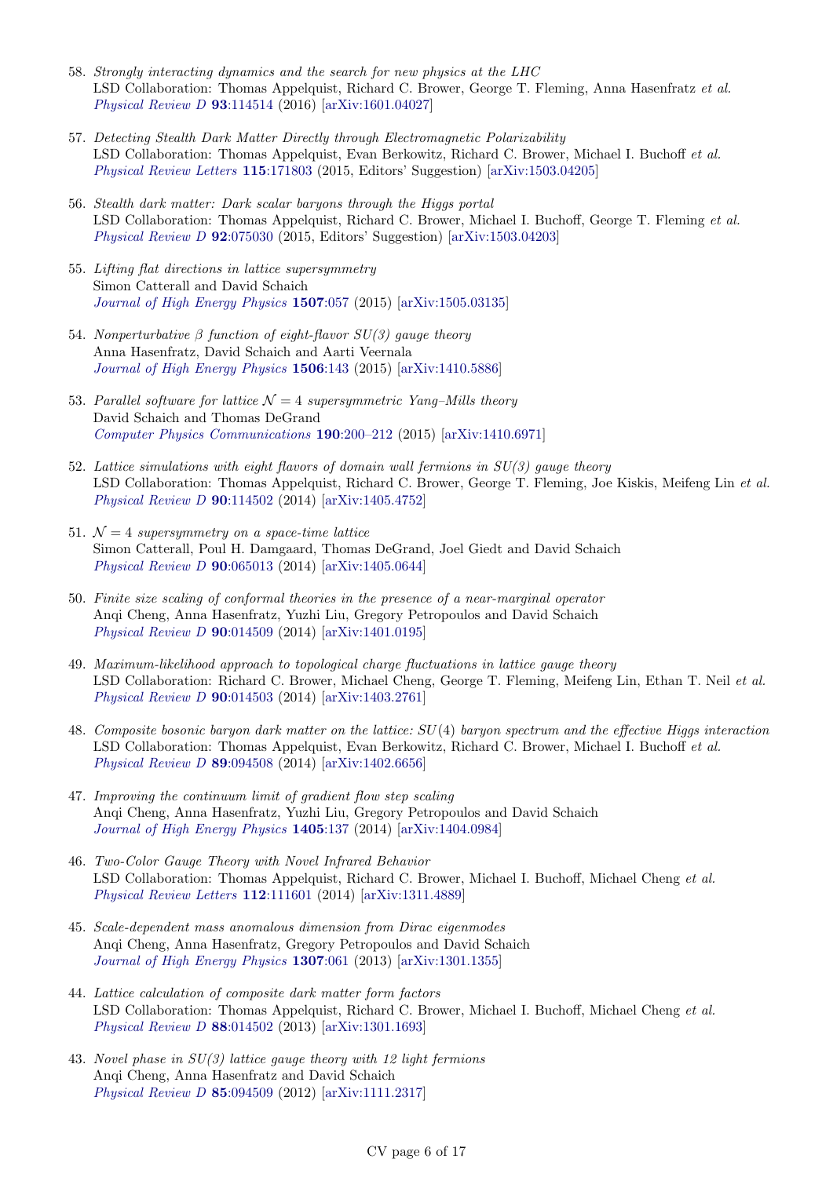58. *Strongly interacting dynamics and the search for new physics at the LHC*
    LSD Collaboration: Thomas Appelquist, Richard C. Brower, George T. Fleming, Anna Hasenfratz *et al.*
    *Physical Review D* **93**:114514 (2016) [arXiv:1601.04027]

57. *Detecting Stealth Dark Matter Directly through Electromagnetic Polarizability*
    LSD Collaboration: Thomas Appelquist, Evan Berkowitz, Richard C. Brower, Michael I. Buchoff *et al.*
    *Physical Review Letters* **115**:171803 (2015, Editors' Suggestion) [arXiv:1503.04205]

56. *Stealth dark matter: Dark scalar baryons through the Higgs portal*
    LSD Collaboration: Thomas Appelquist, Richard C. Brower, Michael I. Buchoff, George T. Fleming *et al.*
    *Physical Review D* **92**:075030 (2015, Editors' Suggestion) [arXiv:1503.04203]

55. *Lifting flat directions in lattice supersymmetry*
    Simon Catterall and David Schaich
    *Journal of High Energy Physics* **1507**:057 (2015) [arXiv:1505.03135]

54. *Nonperturbative $\beta$ function of eight-flavor SU(3) gauge theory*
    Anna Hasenfratz, David Schaich and Aarti Veernala
    *Journal of High Energy Physics* **1506**:143 (2015) [arXiv:1410.5886]

53. *Parallel software for lattice $\mathcal{N} = 4$ supersymmetric Yang–Mills theory*
    David Schaich and Thomas DeGrand
    *Computer Physics Communications* **190**:200–212 (2015) [arXiv:1410.6971]

52. *Lattice simulations with eight flavors of domain wall fermions in SU(3) gauge theory*
    LSD Collaboration: Thomas Appelquist, Richard C. Brower, George T. Fleming, Joe Kiskis, Meifeng Lin *et al.*
    *Physical Review D* **90**:114502 (2014) [arXiv:1405.4752]

51. *$\mathcal{N} = 4$ supersymmetry on a space-time lattice*
    Simon Catterall, Poul H. Damgaard, Thomas DeGrand, Joel Giedt and David Schaich
    *Physical Review D* **90**:065013 (2014) [arXiv:1405.0644]

50. *Finite size scaling of conformal theories in the presence of a near-marginal operator*
    Anqi Cheng, Anna Hasenfratz, Yuzhi Liu, Gregory Petropoulos and David Schaich
    *Physical Review D* **90**:014509 (2014) [arXiv:1401.0195]

49. *Maximum-likelihood approach to topological charge fluctuations in lattice gauge theory*
    LSD Collaboration: Richard C. Brower, Michael Cheng, George T. Fleming, Meifeng Lin, Ethan T. Neil *et al.*
    *Physical Review D* **90**:014503 (2014) [arXiv:1403.2761]

48. *Composite bosonic baryon dark matter on the lattice: $SU(4)$ baryon spectrum and the effective Higgs interaction*
    LSD Collaboration: Thomas Appelquist, Evan Berkowitz, Richard C. Brower, Michael I. Buchoff *et al.*
    *Physical Review D* **89**:094508 (2014) [arXiv:1402.6656]

47. *Improving the continuum limit of gradient flow step scaling*
    Anqi Cheng, Anna Hasenfratz, Yuzhi Liu, Gregory Petropoulos and David Schaich
    *Journal of High Energy Physics* **1405**:137 (2014) [arXiv:1404.0984]

46. *Two-Color Gauge Theory with Novel Infrared Behavior*
    LSD Collaboration: Thomas Appelquist, Richard C. Brower, Michael I. Buchoff, Michael Cheng *et al.*
    *Physical Review Letters* **112**:111601 (2014) [arXiv:1311.4889]

45. *Scale-dependent mass anomalous dimension from Dirac eigenmodes*
    Anqi Cheng, Anna Hasenfratz, Gregory Petropoulos and David Schaich
    *Journal of High Energy Physics* **1307**:061 (2013) [arXiv:1301.1355]

44. *Lattice calculation of composite dark matter form factors*
    LSD Collaboration: Thomas Appelquist, Richard C. Brower, Michael I. Buchoff, Michael Cheng *et al.*
    *Physical Review D* **88**:014502 (2013) [arXiv:1301.1693]

43. *Novel phase in SU(3) lattice gauge theory with 12 light fermions*
    Anqi Cheng, Anna Hasenfratz and David Schaich
    *Physical Review D* **85**:094509 (2012) [arXiv:1111.2317]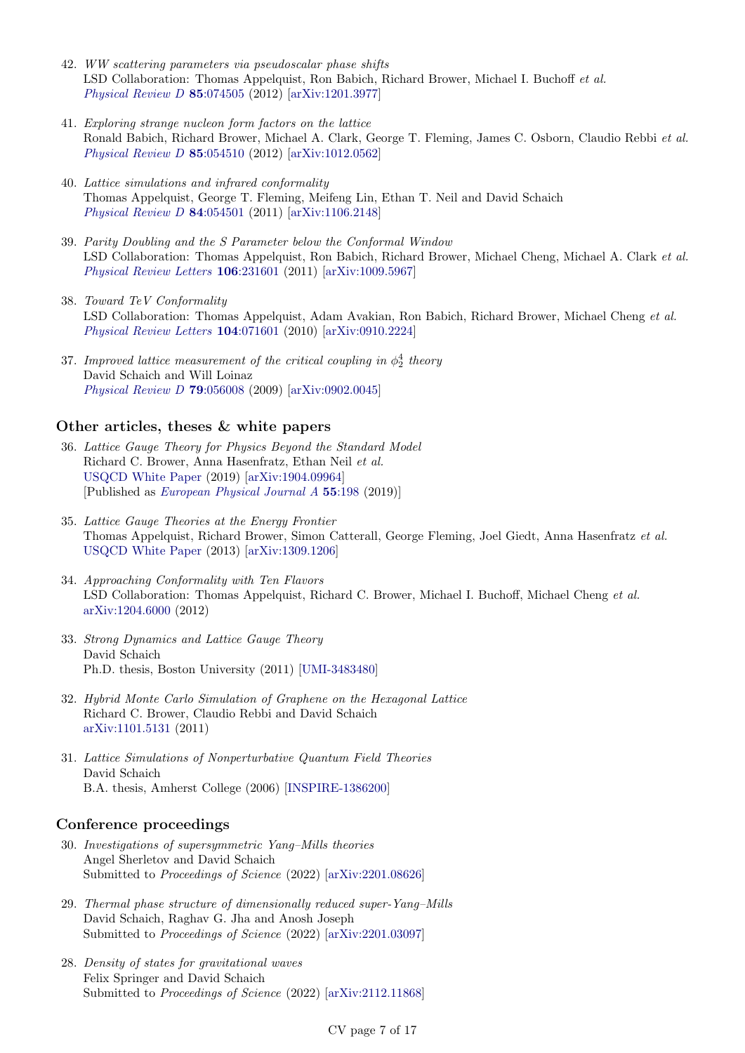42. *WW scattering parameters via pseudoscalar phase shifts*
LSD Collaboration: Thomas Appelquist, Ron Babich, Richard Brower, Michael I. Buchoff *et al.*
*Physical Review D* **85**:074505 (2012) [arXiv:1201.3977]

41. *Exploring strange nucleon form factors on the lattice*
Ronald Babich, Richard Brower, Michael A. Clark, George T. Fleming, James C. Osborn, Claudio Rebbi *et al.*
*Physical Review D* **85**:054510 (2012) [arXiv:1012.0562]

40. *Lattice simulations and infrared conformality*
Thomas Appelquist, George T. Fleming, Meifeng Lin, Ethan T. Neil and David Schaich
*Physical Review D* **84**:054501 (2011) [arXiv:1106.2148]

39. *Parity Doubling and the S Parameter below the Conformal Window*
LSD Collaboration: Thomas Appelquist, Ron Babich, Richard Brower, Michael Cheng, Michael A. Clark *et al.*
*Physical Review Letters* **106**:231601 (2011) [arXiv:1009.5967]

38. *Toward TeV Conformality*
LSD Collaboration: Thomas Appelquist, Adam Avakian, Ron Babich, Richard Brower, Michael Cheng *et al.*
*Physical Review Letters* **104**:071601 (2010) [arXiv:0910.2224]

37. *Improved lattice measurement of the critical coupling in $\phi_2^4$ theory*
David Schaich and Will Loinaz
*Physical Review D* **79**:056008 (2009) [arXiv:0902.0045]

## Other articles, theses & white papers

36. *Lattice Gauge Theory for Physics Beyond the Standard Model*
Richard C. Brower, Anna Hasenfratz, Ethan Neil *et al.*
USQCD White Paper (2019) [arXiv:1904.09964]
[Published as *European Physical Journal A* **55**:198 (2019)]

35. *Lattice Gauge Theories at the Energy Frontier*
Thomas Appelquist, Richard Brower, Simon Catterall, George Fleming, Joel Giedt, Anna Hasenfratz *et al.*
USQCD White Paper (2013) [arXiv:1309.1206]

34. *Approaching Conformality with Ten Flavors*
LSD Collaboration: Thomas Appelquist, Richard C. Brower, Michael I. Buchoff, Michael Cheng *et al.*
arXiv:1204.6000 (2012)

33. *Strong Dynamics and Lattice Gauge Theory*
David Schaich
Ph.D. thesis, Boston University (2011) [UMI-3483480]

32. *Hybrid Monte Carlo Simulation of Graphene on the Hexagonal Lattice*
Richard C. Brower, Claudio Rebbi and David Schaich
arXiv:1101.5131 (2011)

31. *Lattice Simulations of Nonperturbative Quantum Field Theories*
David Schaich
B.A. thesis, Amherst College (2006) [INSPIRE-1386200]

## Conference proceedings

30. *Investigations of supersymmetric Yang–Mills theories*
Angel Sherletov and David Schaich
Submitted to *Proceedings of Science* (2022) [arXiv:2201.08626]

29. *Thermal phase structure of dimensionally reduced super-Yang–Mills*
David Schaich, Raghav G. Jha and Anosh Joseph
Submitted to *Proceedings of Science* (2022) [arXiv:2201.03097]

28. *Density of states for gravitational waves*
Felix Springer and David Schaich
Submitted to *Proceedings of Science* (2022) [arXiv:2112.11868]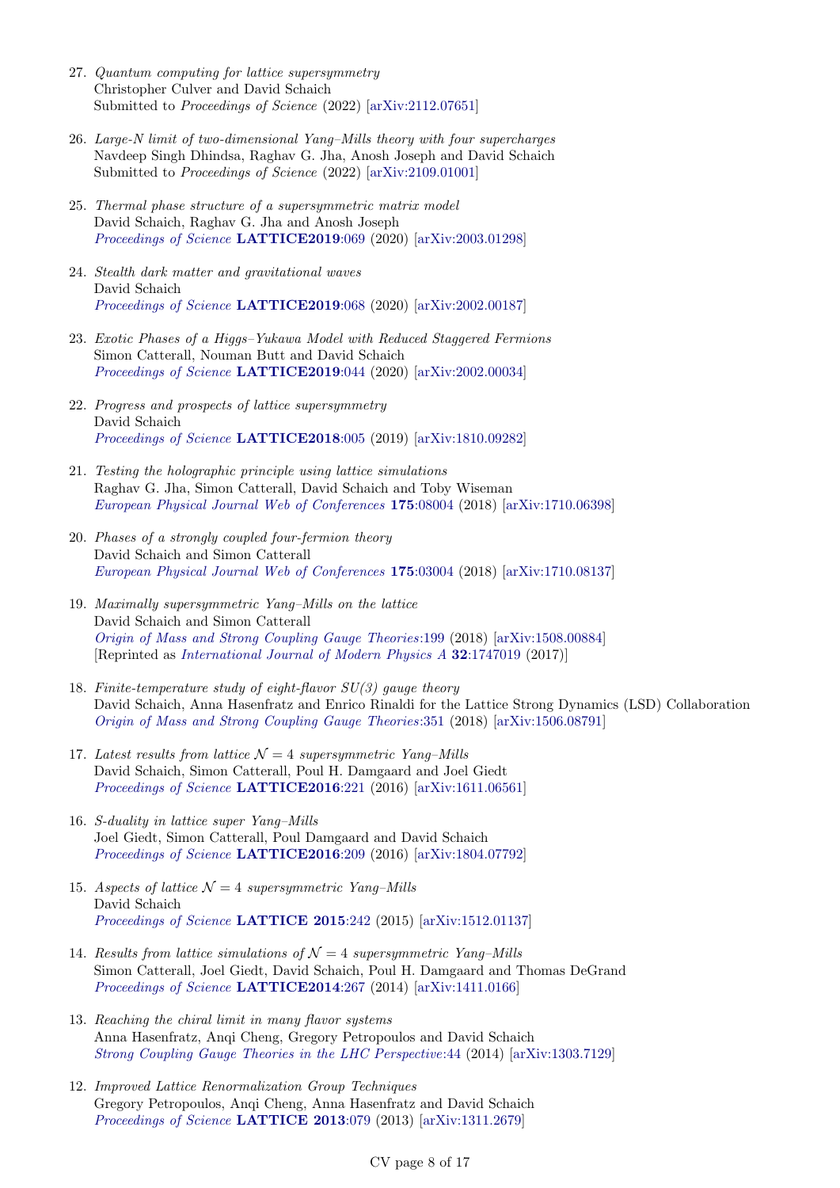27. *Quantum computing for lattice supersymmetry*
Christopher Culver and David Schaich
Submitted to *Proceedings of Science* (2022) [arXiv:2112.07651]

26. *Large-N limit of two-dimensional Yang–Mills theory with four supercharges*
Navdeep Singh Dhindsa, Raghav G. Jha, Anosh Joseph and David Schaich
Submitted to *Proceedings of Science* (2022) [arXiv:2109.01001]

25. *Thermal phase structure of a supersymmetric matrix model*
David Schaich, Raghav G. Jha and Anosh Joseph
*Proceedings of Science* **LATTICE2019**:069 (2020) [arXiv:2003.01298]

24. *Stealth dark matter and gravitational waves*
David Schaich
*Proceedings of Science* **LATTICE2019**:068 (2020) [arXiv:2002.00187]

23. *Exotic Phases of a Higgs–Yukawa Model with Reduced Staggered Fermions*
Simon Catterall, Nouman Butt and David Schaich
*Proceedings of Science* **LATTICE2019**:044 (2020) [arXiv:2002.00034]

22. *Progress and prospects of lattice supersymmetry*
David Schaich
*Proceedings of Science* **LATTICE2018**:005 (2019) [arXiv:1810.09282]

21. *Testing the holographic principle using lattice simulations*
Raghav G. Jha, Simon Catterall, David Schaich and Toby Wiseman
*European Physical Journal Web of Conferences* **175**:08004 (2018) [arXiv:1710.06398]

20. *Phases of a strongly coupled four-fermion theory*
David Schaich and Simon Catterall
*European Physical Journal Web of Conferences* **175**:03004 (2018) [arXiv:1710.08137]

19. *Maximally supersymmetric Yang–Mills on the lattice*
David Schaich and Simon Catterall
*Origin of Mass and Strong Coupling Gauge Theories*:199 (2018) [arXiv:1508.00884]
[Reprinted as *International Journal of Modern Physics A* **32**:1747019 (2017)]

18. *Finite-temperature study of eight-flavor SU(3) gauge theory*
David Schaich, Anna Hasenfratz and Enrico Rinaldi for the Lattice Strong Dynamics (LSD) Collaboration
*Origin of Mass and Strong Coupling Gauge Theories*:351 (2018) [arXiv:1506.08791]

17. *Latest results from lattice $\mathcal{N} = 4$ supersymmetric Yang–Mills*
David Schaich, Simon Catterall, Poul H. Damgaard and Joel Giedt
*Proceedings of Science* **LATTICE2016**:221 (2016) [arXiv:1611.06561]

16. *S-duality in lattice super Yang–Mills*
Joel Giedt, Simon Catterall, Poul Damgaard and David Schaich
*Proceedings of Science* **LATTICE2016**:209 (2016) [arXiv:1804.07792]

15. *Aspects of lattice $\mathcal{N} = 4$ supersymmetric Yang–Mills*
David Schaich
*Proceedings of Science* **LATTICE 2015**:242 (2015) [arXiv:1512.01137]

14. *Results from lattice simulations of $\mathcal{N} = 4$ supersymmetric Yang–Mills*
Simon Catterall, Joel Giedt, David Schaich, Poul H. Damgaard and Thomas DeGrand
*Proceedings of Science* **LATTICE2014**:267 (2014) [arXiv:1411.0166]

13. *Reaching the chiral limit in many flavor systems*
Anna Hasenfratz, Anqi Cheng, Gregory Petropoulos and David Schaich
*Strong Coupling Gauge Theories in the LHC Perspective*:44 (2014) [arXiv:1303.7129]

12. *Improved Lattice Renormalization Group Techniques*
Gregory Petropoulos, Anqi Cheng, Anna Hasenfratz and David Schaich
*Proceedings of Science* **LATTICE 2013**:079 (2013) [arXiv:1311.2679]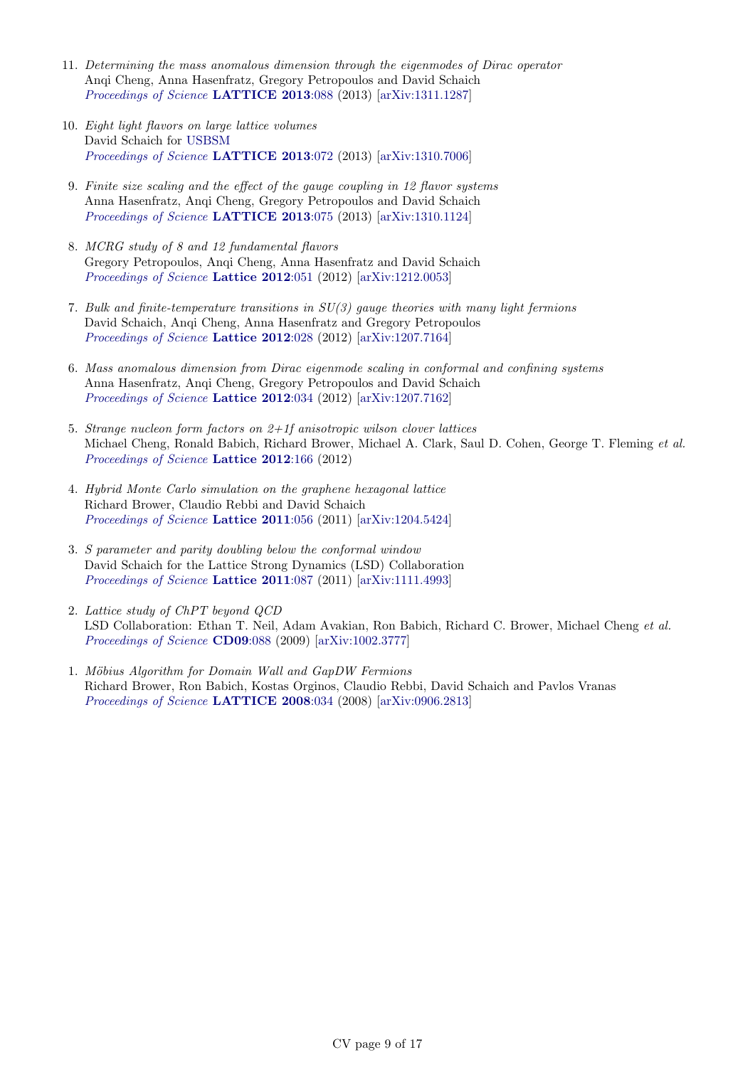11. *Determining the mass anomalous dimension through the eigenmodes of Dirac operator*
    Anqi Cheng, Anna Hasenfratz, Gregory Petropoulos and David Schaich
    *Proceedings of Science* **LATTICE 2013**:088 (2013) [arXiv:1311.1287]

10. *Eight light flavors on large lattice volumes*
    David Schaich for USBSM
    *Proceedings of Science* **LATTICE 2013**:072 (2013) [arXiv:1310.7006]

9. *Finite size scaling and the effect of the gauge coupling in 12 flavor systems*
   Anna Hasenfratz, Anqi Cheng, Gregory Petropoulos and David Schaich
   *Proceedings of Science* **LATTICE 2013**:075 (2013) [arXiv:1310.1124]

8. *MCRG study of 8 and 12 fundamental flavors*
   Gregory Petropoulos, Anqi Cheng, Anna Hasenfratz and David Schaich
   *Proceedings of Science* **Lattice 2012**:051 (2012) [arXiv:1212.0053]

7. *Bulk and finite-temperature transitions in SU(3) gauge theories with many light fermions*
   David Schaich, Anqi Cheng, Anna Hasenfratz and Gregory Petropoulos
   *Proceedings of Science* **Lattice 2012**:028 (2012) [arXiv:1207.7164]

6. *Mass anomalous dimension from Dirac eigenmode scaling in conformal and confining systems*
   Anna Hasenfratz, Anqi Cheng, Gregory Petropoulos and David Schaich
   *Proceedings of Science* **Lattice 2012**:034 (2012) [arXiv:1207.7162]

5. *Strange nucleon form factors on 2+1f anisotropic wilson clover lattices*
   Michael Cheng, Ronald Babich, Richard Brower, Michael A. Clark, Saul D. Cohen, George T. Fleming *et al.*
   *Proceedings of Science* **Lattice 2012**:166 (2012)

4. *Hybrid Monte Carlo simulation on the graphene hexagonal lattice*
   Richard Brower, Claudio Rebbi and David Schaich
   *Proceedings of Science* **Lattice 2011**:056 (2011) [arXiv:1204.5424]

3. *S parameter and parity doubling below the conformal window*
   David Schaich for the Lattice Strong Dynamics (LSD) Collaboration
   *Proceedings of Science* **Lattice 2011**:087 (2011) [arXiv:1111.4993]

2. *Lattice study of ChPT beyond QCD*
   LSD Collaboration: Ethan T. Neil, Adam Avakian, Ron Babich, Richard C. Brower, Michael Cheng *et al.*
   *Proceedings of Science* **CD09**:088 (2009) [arXiv:1002.3777]

1. *Möbius Algorithm for Domain Wall and GapDW Fermions*
   Richard Brower, Ron Babich, Kostas Orginos, Claudio Rebbi, David Schaich and Pavlos Vranas
   *Proceedings of Science* **LATTICE 2008**:034 (2008) [arXiv:0906.2813]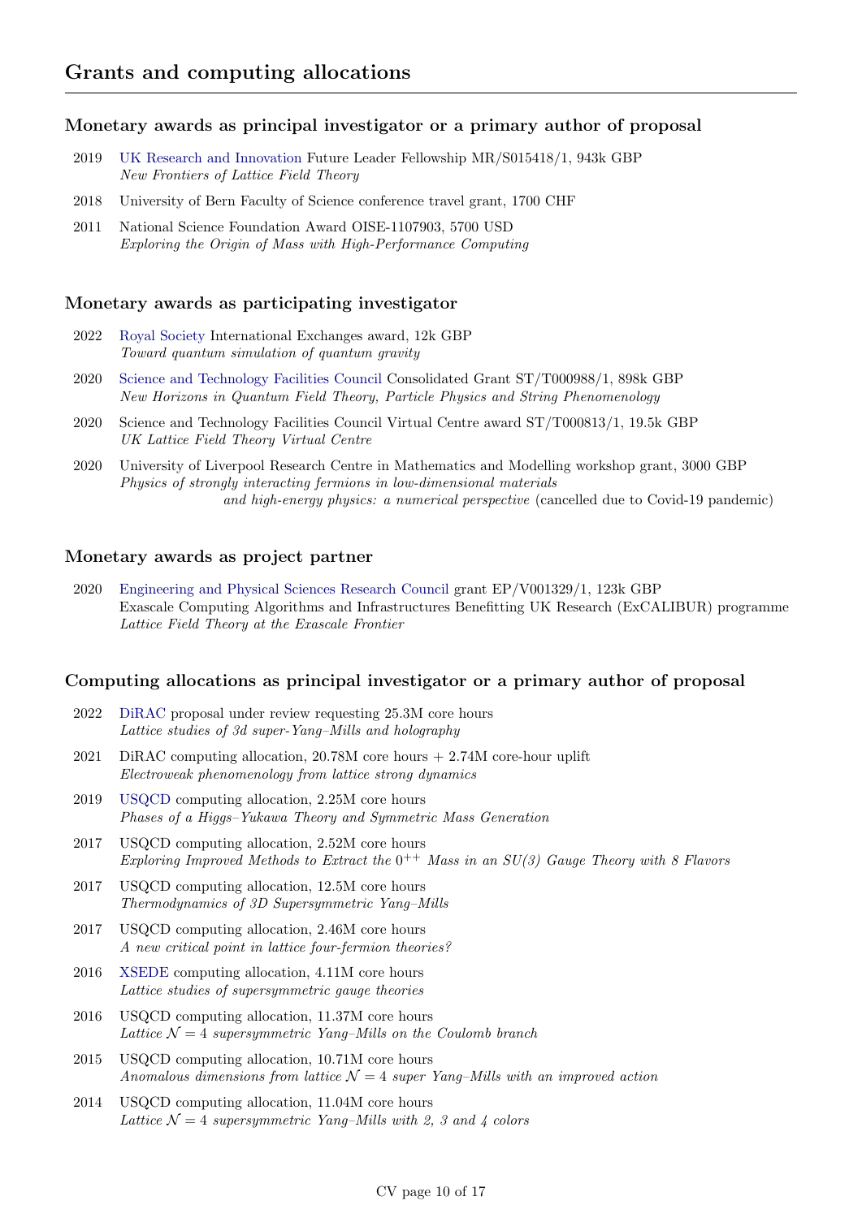## Grants and computing allocations

### Monetary awards as principal investigator or a primary author of proposal

- 2019 UK Research and Innovation Future Leader Fellowship MR/S015418/1, 943k GBP
  *New Frontiers of Lattice Field Theory*
- 2018 University of Bern Faculty of Science conference travel grant, 1700 CHF
- 2011 National Science Foundation Award OISE-1107903, 5700 USD
  *Exploring the Origin of Mass with High-Performance Computing*

### Monetary awards as participating investigator

- 2022 Royal Society International Exchanges award, 12k GBP
  *Toward quantum simulation of quantum gravity*
- 2020 Science and Technology Facilities Council Consolidated Grant ST/T000988/1, 898k GBP
  *New Horizons in Quantum Field Theory, Particle Physics and String Phenomenology*
- 2020 Science and Technology Facilities Council Virtual Centre award ST/T000813/1, 19.5k GBP
  *UK Lattice Field Theory Virtual Centre*
- 2020 University of Liverpool Research Centre in Mathematics and Modelling workshop grant, 3000 GBP
  *Physics of strongly interacting fermions in low-dimensional materials and high-energy physics: a numerical perspective* (cancelled due to Covid-19 pandemic)

### Monetary awards as project partner

- 2020 Engineering and Physical Sciences Research Council grant EP/V001329/1, 123k GBP
  Exascale Computing Algorithms and Infrastructures Benefitting UK Research (ExCALIBUR) programme
  *Lattice Field Theory at the Exascale Frontier*

### Computing allocations as principal investigator or a primary author of proposal

- 2022 DiRAC proposal under review requesting 25.3M core hours
  *Lattice studies of 3d super-Yang–Mills and holography*
- 2021 DiRAC computing allocation, 20.78M core hours + 2.74M core-hour uplift
  *Electroweak phenomenology from lattice strong dynamics*
- 2019 USQCD computing allocation, 2.25M core hours
  *Phases of a Higgs–Yukawa Theory and Symmetric Mass Generation*
- 2017 USQCD computing allocation, 2.52M core hours
  *Exploring Improved Methods to Extract the $0^{++}$ Mass in an SU(3) Gauge Theory with 8 Flavors*
- 2017 USQCD computing allocation, 12.5M core hours
  *Thermodynamics of 3D Supersymmetric Yang–Mills*
- 2017 USQCD computing allocation, 2.46M core hours
  *A new critical point in lattice four-fermion theories?*
- 2016 XSEDE computing allocation, 4.11M core hours
  *Lattice studies of supersymmetric gauge theories*
- 2016 USQCD computing allocation, 11.37M core hours
  *Lattice $\mathcal{N} = 4$ supersymmetric Yang–Mills on the Coulomb branch*
- 2015 USQCD computing allocation, 10.71M core hours
  *Anomalous dimensions from lattice $\mathcal{N} = 4$ super Yang–Mills with an improved action*
- 2014 USQCD computing allocation, 11.04M core hours
  *Lattice $\mathcal{N} = 4$ supersymmetric Yang–Mills with 2, 3 and 4 colors*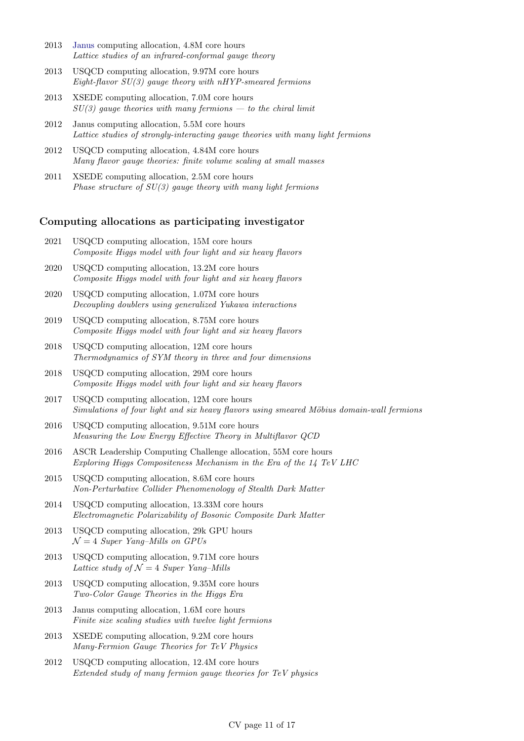2013 Janus computing allocation, 4.8M core hours
*Lattice studies of an infrared-conformal gauge theory*

2013 USQCD computing allocation, 9.97M core hours
*Eight-flavor SU(3) gauge theory with nHYP-smeared fermions*

2013 XSEDE computing allocation, 7.0M core hours
*SU(3) gauge theories with many fermions — to the chiral limit*

2012 Janus computing allocation, 5.5M core hours
*Lattice studies of strongly-interacting gauge theories with many light fermions*

2012 USQCD computing allocation, 4.84M core hours
*Many flavor gauge theories: finite volume scaling at small masses*

2011 XSEDE computing allocation, 2.5M core hours
*Phase structure of SU(3) gauge theory with many light fermions*

### Computing allocations as participating investigator

2021 USQCD computing allocation, 15M core hours
*Composite Higgs model with four light and six heavy flavors*

2020 USQCD computing allocation, 13.2M core hours
*Composite Higgs model with four light and six heavy flavors*

2020 USQCD computing allocation, 1.07M core hours
*Decoupling doublers using generalized Yukawa interactions*

2019 USQCD computing allocation, 8.75M core hours
*Composite Higgs model with four light and six heavy flavors*

2018 USQCD computing allocation, 12M core hours
*Thermodynamics of SYM theory in three and four dimensions*

2018 USQCD computing allocation, 29M core hours
*Composite Higgs model with four light and six heavy flavors*

2017 USQCD computing allocation, 12M core hours
*Simulations of four light and six heavy flavors using smeared Möbius domain-wall fermions*

2016 USQCD computing allocation, 9.51M core hours
*Measuring the Low Energy Effective Theory in Multiflavor QCD*

2016 ASCR Leadership Computing Challenge allocation, 55M core hours
*Exploring Higgs Compositeness Mechanism in the Era of the 14 TeV LHC*

2015 USQCD computing allocation, 8.6M core hours
*Non-Perturbative Collider Phenomenology of Stealth Dark Matter*

2014 USQCD computing allocation, 13.33M core hours
*Electromagnetic Polarizability of Bosonic Composite Dark Matter*

2013 USQCD computing allocation, 29k GPU hours
*$\mathcal{N} = 4$ Super Yang–Mills on GPUs*

2013 USQCD computing allocation, 9.71M core hours
*Lattice study of $\mathcal{N} = 4$ Super Yang–Mills*

2013 USQCD computing allocation, 9.35M core hours
*Two-Color Gauge Theories in the Higgs Era*

2013 Janus computing allocation, 1.6M core hours
*Finite size scaling studies with twelve light fermions*

2013 XSEDE computing allocation, 9.2M core hours
*Many-Fermion Gauge Theories for TeV Physics*

2012 USQCD computing allocation, 12.4M core hours
*Extended study of many fermion gauge theories for TeV physics*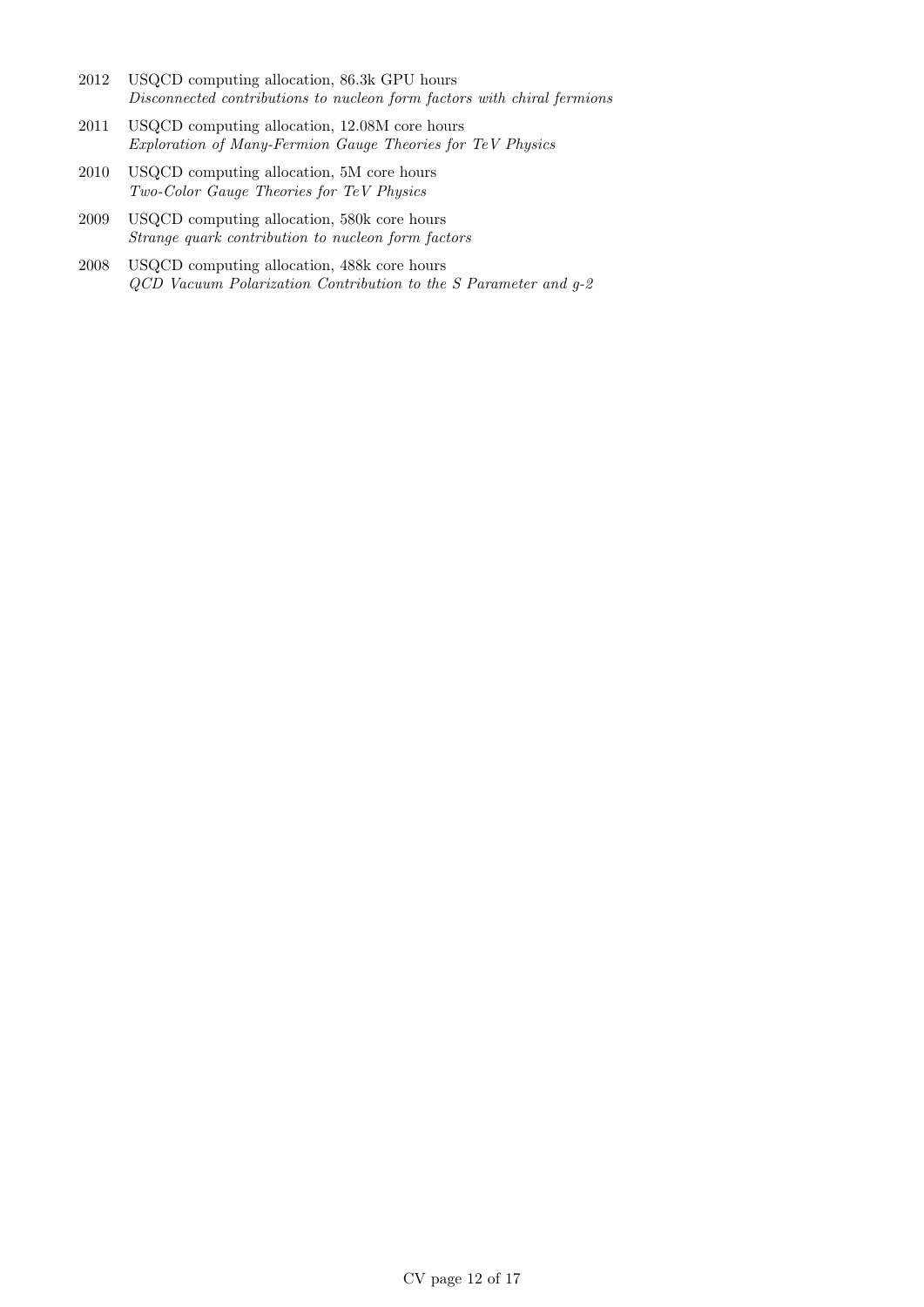2012 USQCD computing allocation, 86.3k GPU hours
*Disconnected contributions to nucleon form factors with chiral fermions*

2011 USQCD computing allocation, 12.08M core hours
*Exploration of Many-Fermion Gauge Theories for TeV Physics*

2010 USQCD computing allocation, 5M core hours
*Two-Color Gauge Theories for TeV Physics*

2009 USQCD computing allocation, 580k core hours
*Strange quark contribution to nucleon form factors*

2008 USQCD computing allocation, 488k core hours
*QCD Vacuum Polarization Contribution to the S Parameter and g-2*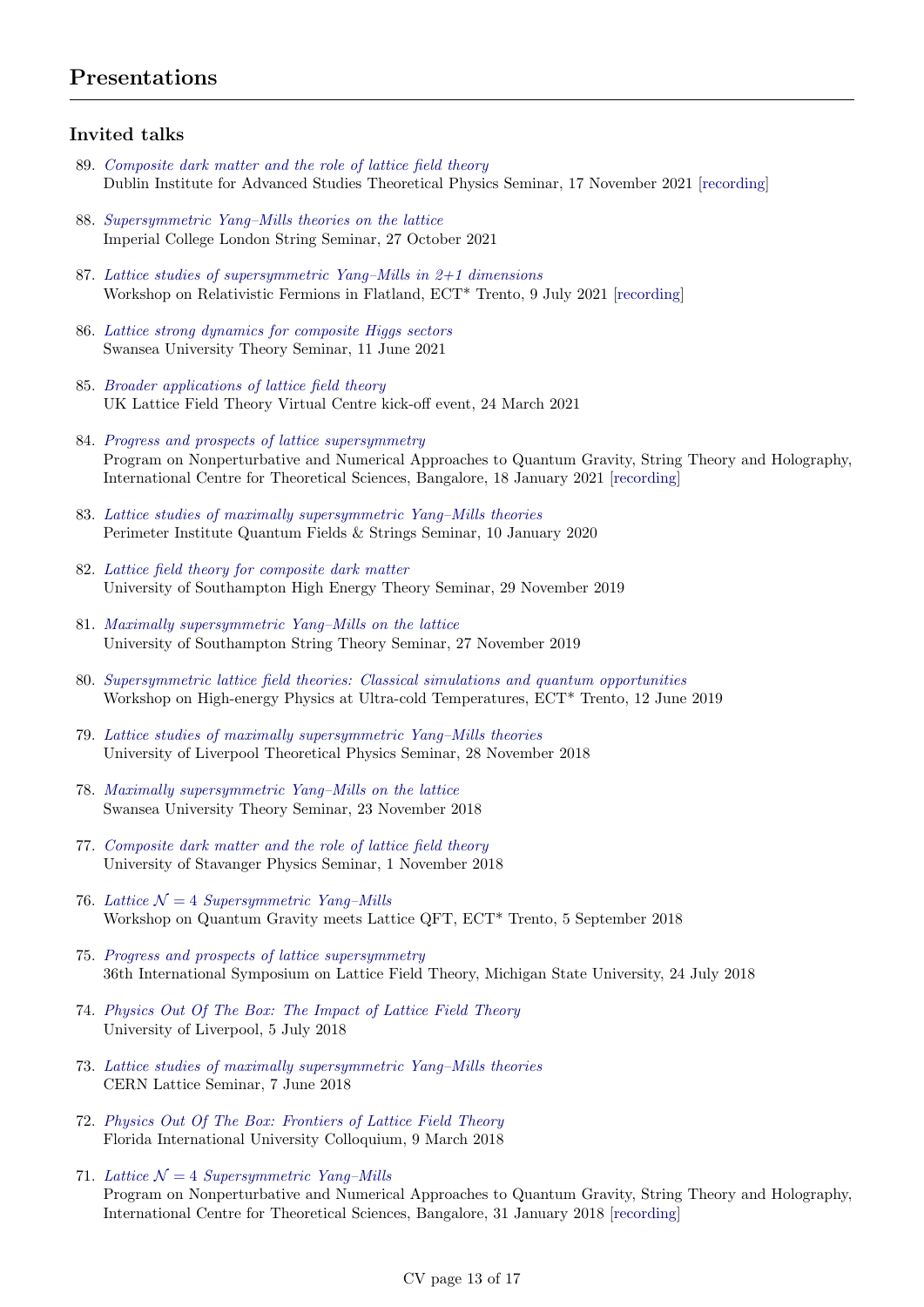## Presentations

### Invited talks

89. *Composite dark matter and the role of lattice field theory*
    Dublin Institute for Advanced Studies Theoretical Physics Seminar, 17 November 2021 [recording]

88. *Supersymmetric Yang–Mills theories on the lattice*
    Imperial College London String Seminar, 27 October 2021

87. *Lattice studies of supersymmetric Yang–Mills in 2+1 dimensions*
    Workshop on Relativistic Fermions in Flatland, ECT* Trento, 9 July 2021 [recording]

86. *Lattice strong dynamics for composite Higgs sectors*
    Swansea University Theory Seminar, 11 June 2021

85. *Broader applications of lattice field theory*
    UK Lattice Field Theory Virtual Centre kick-off event, 24 March 2021

84. *Progress and prospects of lattice supersymmetry*
    Program on Nonperturbative and Numerical Approaches to Quantum Gravity, String Theory and Holography, International Centre for Theoretical Sciences, Bangalore, 18 January 2021 [recording]

83. *Lattice studies of maximally supersymmetric Yang–Mills theories*
    Perimeter Institute Quantum Fields & Strings Seminar, 10 January 2020

82. *Lattice field theory for composite dark matter*
    University of Southampton High Energy Theory Seminar, 29 November 2019

81. *Maximally supersymmetric Yang–Mills on the lattice*
    University of Southampton String Theory Seminar, 27 November 2019

80. *Supersymmetric lattice field theories: Classical simulations and quantum opportunities*
    Workshop on High-energy Physics at Ultra-cold Temperatures, ECT* Trento, 12 June 2019

79. *Lattice studies of maximally supersymmetric Yang–Mills theories*
    University of Liverpool Theoretical Physics Seminar, 28 November 2018

78. *Maximally supersymmetric Yang–Mills on the lattice*
    Swansea University Theory Seminar, 23 November 2018

77. *Composite dark matter and the role of lattice field theory*
    University of Stavanger Physics Seminar, 1 November 2018

76. *Lattice $\mathcal{N} = 4$ Supersymmetric Yang–Mills*
    Workshop on Quantum Gravity meets Lattice QFT, ECT* Trento, 5 September 2018

75. *Progress and prospects of lattice supersymmetry*
    36th International Symposium on Lattice Field Theory, Michigan State University, 24 July 2018

74. *Physics Out Of The Box: The Impact of Lattice Field Theory*
    University of Liverpool, 5 July 2018

73. *Lattice studies of maximally supersymmetric Yang–Mills theories*
    CERN Lattice Seminar, 7 June 2018

72. *Physics Out Of The Box: Frontiers of Lattice Field Theory*
    Florida International University Colloquium, 9 March 2018

71. *Lattice $\mathcal{N} = 4$ Supersymmetric Yang–Mills*
    Program on Nonperturbative and Numerical Approaches to Quantum Gravity, String Theory and Holography, International Centre for Theoretical Sciences, Bangalore, 31 January 2018 [recording]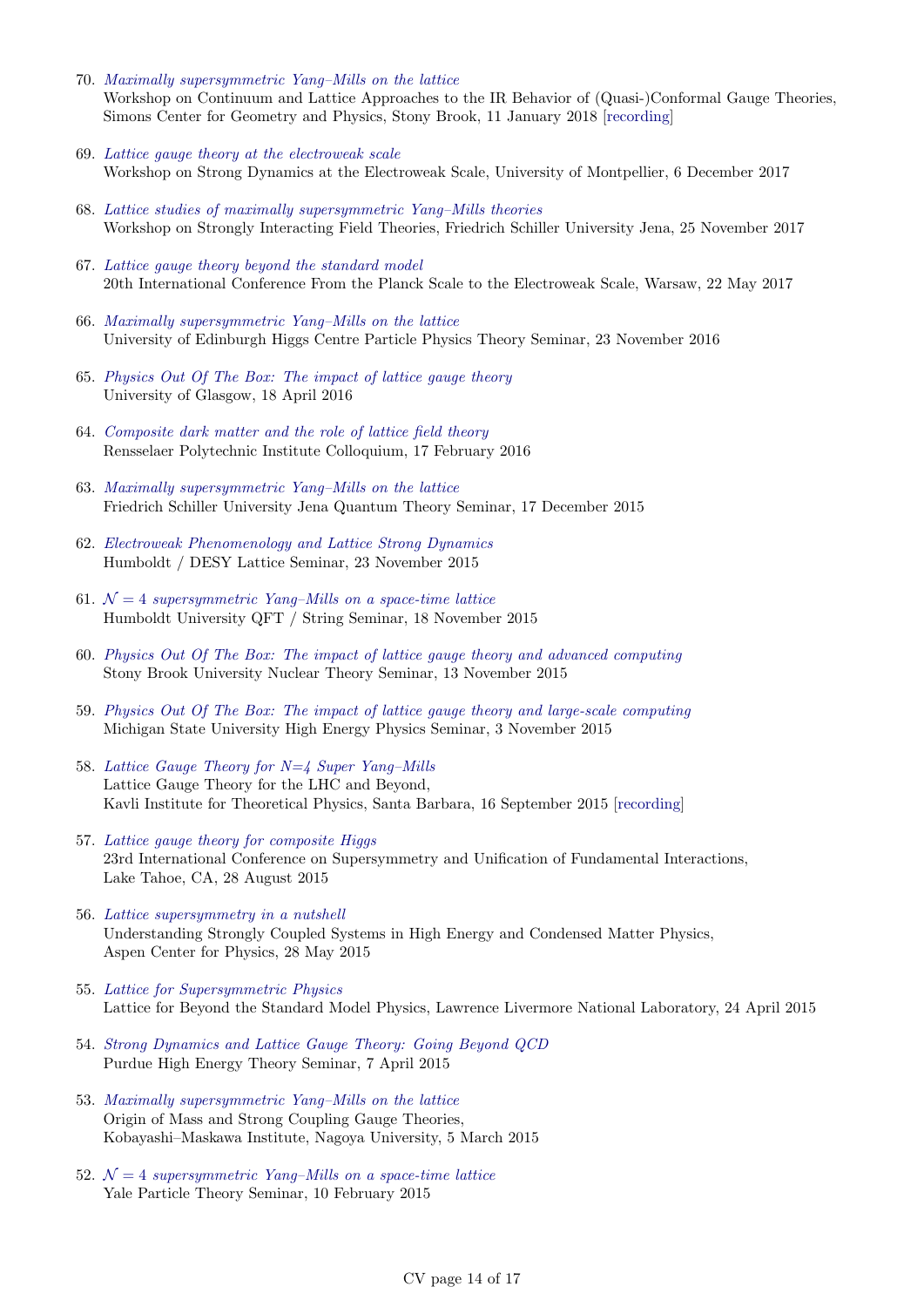70. *Maximally supersymmetric Yang–Mills on the lattice*
Workshop on Continuum and Lattice Approaches to the IR Behavior of (Quasi-)Conformal Gauge Theories, Simons Center for Geometry and Physics, Stony Brook, 11 January 2018 [recording]

69. *Lattice gauge theory at the electroweak scale*
Workshop on Strong Dynamics at the Electroweak Scale, University of Montpellier, 6 December 2017

68. *Lattice studies of maximally supersymmetric Yang–Mills theories*
Workshop on Strongly Interacting Field Theories, Friedrich Schiller University Jena, 25 November 2017

67. *Lattice gauge theory beyond the standard model*
20th International Conference From the Planck Scale to the Electroweak Scale, Warsaw, 22 May 2017

66. *Maximally supersymmetric Yang–Mills on the lattice*
University of Edinburgh Higgs Centre Particle Physics Theory Seminar, 23 November 2016

65. *Physics Out Of The Box: The impact of lattice gauge theory*
University of Glasgow, 18 April 2016

64. *Composite dark matter and the role of lattice field theory*
Rensselaer Polytechnic Institute Colloquium, 17 February 2016

63. *Maximally supersymmetric Yang–Mills on the lattice*
Friedrich Schiller University Jena Quantum Theory Seminar, 17 December 2015

62. *Electroweak Phenomenology and Lattice Strong Dynamics*
Humboldt / DESY Lattice Seminar, 23 November 2015

61. *$\mathcal{N} = 4$ supersymmetric Yang–Mills on a space-time lattice*
Humboldt University QFT / String Seminar, 18 November 2015

60. *Physics Out Of The Box: The impact of lattice gauge theory and advanced computing*
Stony Brook University Nuclear Theory Seminar, 13 November 2015

59. *Physics Out Of The Box: The impact of lattice gauge theory and large-scale computing*
Michigan State University High Energy Physics Seminar, 3 November 2015

58. *Lattice Gauge Theory for N=4 Super Yang–Mills*
Lattice Gauge Theory for the LHC and Beyond,
Kavli Institute for Theoretical Physics, Santa Barbara, 16 September 2015 [recording]

57. *Lattice gauge theory for composite Higgs*
23rd International Conference on Supersymmetry and Unification of Fundamental Interactions,
Lake Tahoe, CA, 28 August 2015

56. *Lattice supersymmetry in a nutshell*
Understanding Strongly Coupled Systems in High Energy and Condensed Matter Physics,
Aspen Center for Physics, 28 May 2015

55. *Lattice for Supersymmetric Physics*
Lattice for Beyond the Standard Model Physics, Lawrence Livermore National Laboratory, 24 April 2015

54. *Strong Dynamics and Lattice Gauge Theory: Going Beyond QCD*
Purdue High Energy Theory Seminar, 7 April 2015

53. *Maximally supersymmetric Yang–Mills on the lattice*
Origin of Mass and Strong Coupling Gauge Theories,
Kobayashi–Maskawa Institute, Nagoya University, 5 March 2015

52. *$\mathcal{N} = 4$ supersymmetric Yang–Mills on a space-time lattice*
Yale Particle Theory Seminar, 10 February 2015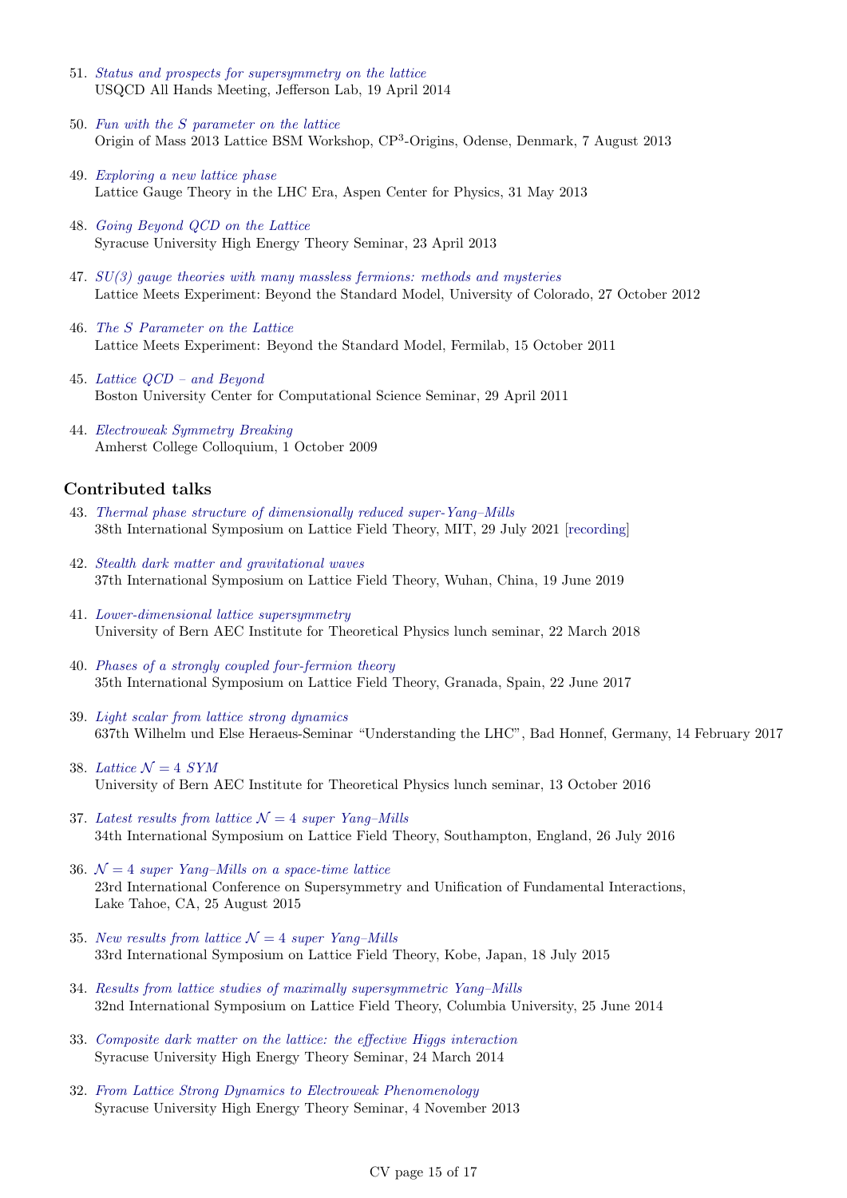51. *Status and prospects for supersymmetry on the lattice*
USQCD All Hands Meeting, Jefferson Lab, 19 April 2014

50. *Fun with the S parameter on the lattice*
Origin of Mass 2013 Lattice BSM Workshop, CP$^3$-Origins, Odense, Denmark, 7 August 2013

49. *Exploring a new lattice phase*
Lattice Gauge Theory in the LHC Era, Aspen Center for Physics, 31 May 2013

48. *Going Beyond QCD on the Lattice*
Syracuse University High Energy Theory Seminar, 23 April 2013

47. *SU(3) gauge theories with many massless fermions: methods and mysteries*
Lattice Meets Experiment: Beyond the Standard Model, University of Colorado, 27 October 2012

46. *The S Parameter on the Lattice*
Lattice Meets Experiment: Beyond the Standard Model, Fermilab, 15 October 2011

45. *Lattice QCD – and Beyond*
Boston University Center for Computational Science Seminar, 29 April 2011

44. *Electroweak Symmetry Breaking*
Amherst College Colloquium, 1 October 2009

### Contributed talks

43. *Thermal phase structure of dimensionally reduced super-Yang–Mills*
38th International Symposium on Lattice Field Theory, MIT, 29 July 2021 [recording]

42. *Stealth dark matter and gravitational waves*
37th International Symposium on Lattice Field Theory, Wuhan, China, 19 June 2019

41. *Lower-dimensional lattice supersymmetry*
University of Bern AEC Institute for Theoretical Physics lunch seminar, 22 March 2018

40. *Phases of a strongly coupled four-fermion theory*
35th International Symposium on Lattice Field Theory, Granada, Spain, 22 June 2017

39. *Light scalar from lattice strong dynamics*
637th Wilhelm und Else Heraeus-Seminar "Understanding the LHC", Bad Honnef, Germany, 14 February 2017

38. *Lattice $\mathcal{N} = 4$ SYM*
University of Bern AEC Institute for Theoretical Physics lunch seminar, 13 October 2016

37. *Latest results from lattice $\mathcal{N} = 4$ super Yang–Mills*
34th International Symposium on Lattice Field Theory, Southampton, England, 26 July 2016

36. *$\mathcal{N} = 4$ super Yang–Mills on a space-time lattice*
23rd International Conference on Supersymmetry and Unification of Fundamental Interactions, Lake Tahoe, CA, 25 August 2015

35. *New results from lattice $\mathcal{N} = 4$ super Yang–Mills*
33rd International Symposium on Lattice Field Theory, Kobe, Japan, 18 July 2015

34. *Results from lattice studies of maximally supersymmetric Yang–Mills*
32nd International Symposium on Lattice Field Theory, Columbia University, 25 June 2014

33. *Composite dark matter on the lattice: the effective Higgs interaction*
Syracuse University High Energy Theory Seminar, 24 March 2014

32. *From Lattice Strong Dynamics to Electroweak Phenomenology*
Syracuse University High Energy Theory Seminar, 4 November 2013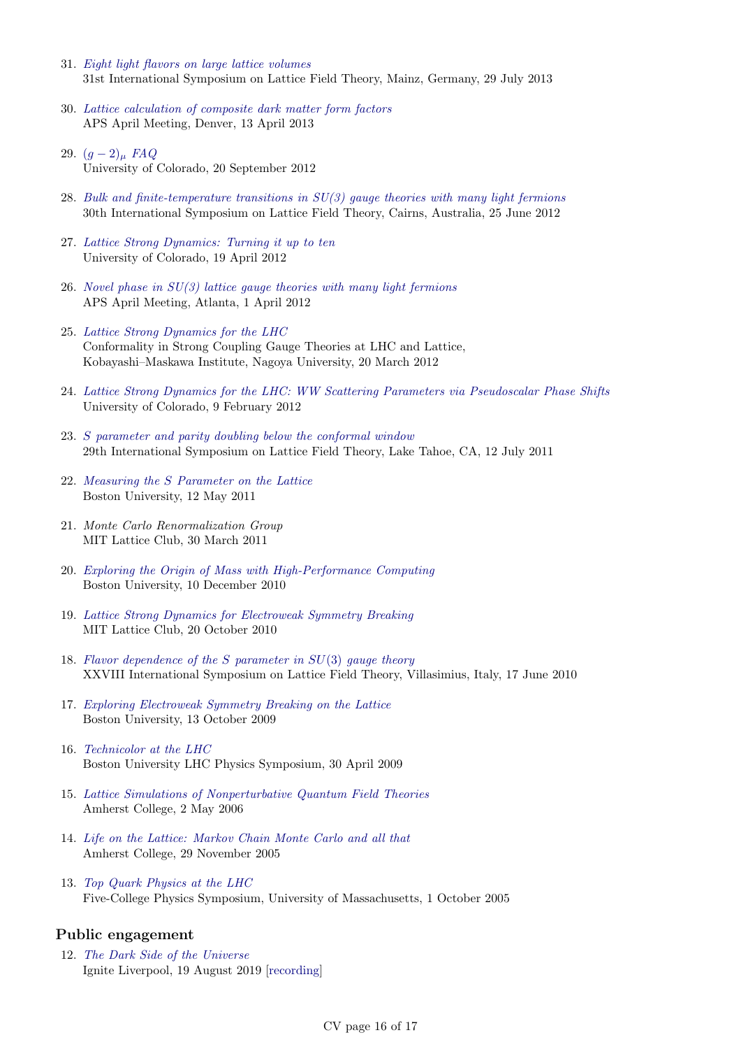31. *Eight light flavors on large lattice volumes*
    31st International Symposium on Lattice Field Theory, Mainz, Germany, 29 July 2013

30. *Lattice calculation of composite dark matter form factors*
    APS April Meeting, Denver, 13 April 2013

29. *$(g-2)_\mu$ FAQ*
    University of Colorado, 20 September 2012

28. *Bulk and finite-temperature transitions in SU(3) gauge theories with many light fermions*
    30th International Symposium on Lattice Field Theory, Cairns, Australia, 25 June 2012

27. *Lattice Strong Dynamics: Turning it up to ten*
    University of Colorado, 19 April 2012

26. *Novel phase in SU(3) lattice gauge theories with many light fermions*
    APS April Meeting, Atlanta, 1 April 2012

25. *Lattice Strong Dynamics for the LHC*
    Conformality in Strong Coupling Gauge Theories at LHC and Lattice,
    Kobayashi–Maskawa Institute, Nagoya University, 20 March 2012

24. *Lattice Strong Dynamics for the LHC: WW Scattering Parameters via Pseudoscalar Phase Shifts*
    University of Colorado, 9 February 2012

23. *S parameter and parity doubling below the conformal window*
    29th International Symposium on Lattice Field Theory, Lake Tahoe, CA, 12 July 2011

22. *Measuring the S Parameter on the Lattice*
    Boston University, 12 May 2011

21. *Monte Carlo Renormalization Group*
    MIT Lattice Club, 30 March 2011

20. *Exploring the Origin of Mass with High-Performance Computing*
    Boston University, 10 December 2010

19. *Lattice Strong Dynamics for Electroweak Symmetry Breaking*
    MIT Lattice Club, 20 October 2010

18. *Flavor dependence of the S parameter in SU(3) gauge theory*
    XXVIII International Symposium on Lattice Field Theory, Villasimius, Italy, 17 June 2010

17. *Exploring Electroweak Symmetry Breaking on the Lattice*
    Boston University, 13 October 2009

16. *Technicolor at the LHC*
    Boston University LHC Physics Symposium, 30 April 2009

15. *Lattice Simulations of Nonperturbative Quantum Field Theories*
    Amherst College, 2 May 2006

14. *Life on the Lattice: Markov Chain Monte Carlo and all that*
    Amherst College, 29 November 2005

13. *Top Quark Physics at the LHC*
    Five-College Physics Symposium, University of Massachusetts, 1 October 2005

## Public engagement

12. *The Dark Side of the Universe*
    Ignite Liverpool, 19 August 2019 [recording]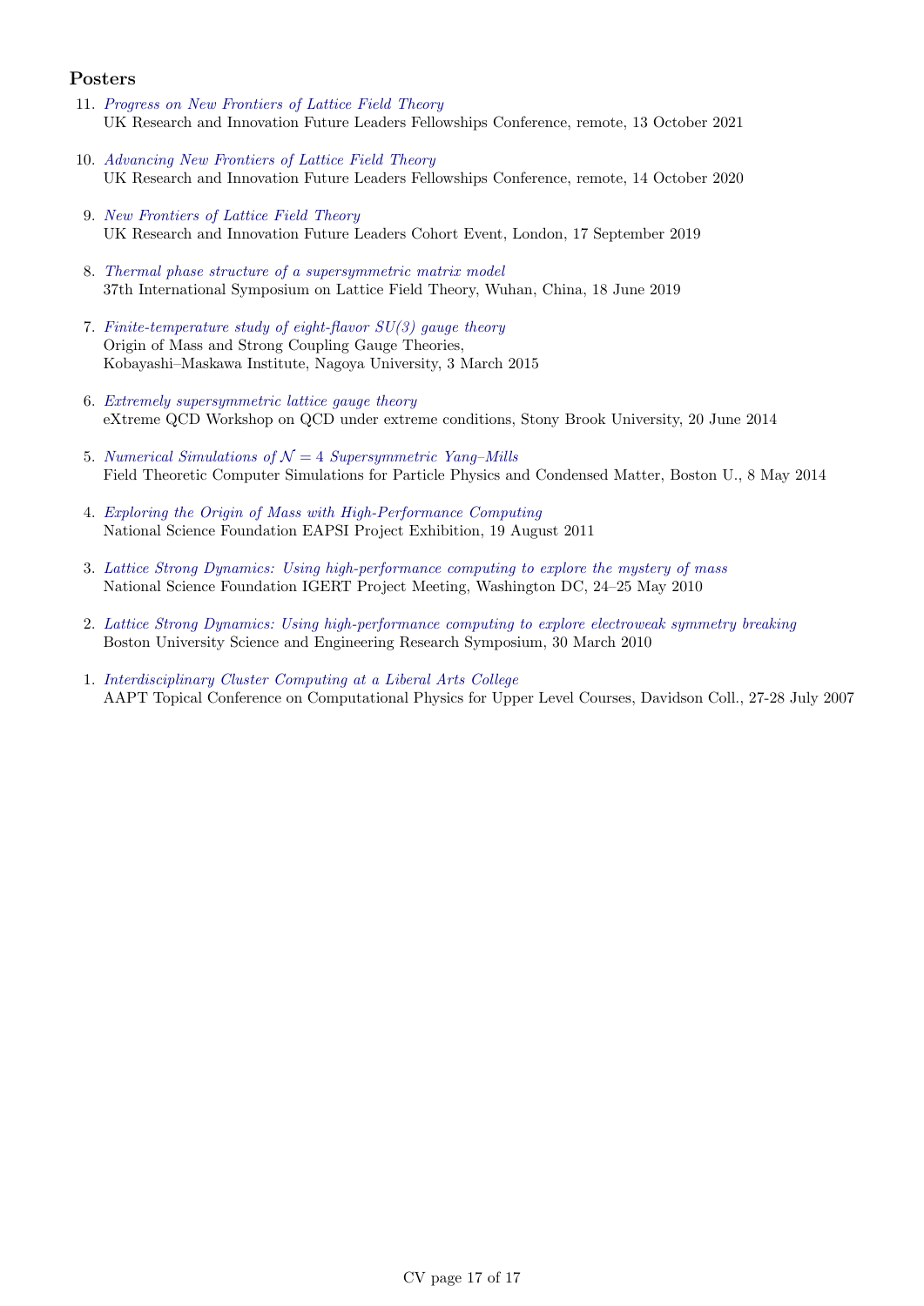### Posters

11. *Progress on New Frontiers of Lattice Field Theory*
    UK Research and Innovation Future Leaders Fellowships Conference, remote, 13 October 2021

10. *Advancing New Frontiers of Lattice Field Theory*
    UK Research and Innovation Future Leaders Fellowships Conference, remote, 14 October 2020

9. *New Frontiers of Lattice Field Theory*
   UK Research and Innovation Future Leaders Cohort Event, London, 17 September 2019

8. *Thermal phase structure of a supersymmetric matrix model*
   37th International Symposium on Lattice Field Theory, Wuhan, China, 18 June 2019

7. *Finite-temperature study of eight-flavor SU(3) gauge theory*
   Origin of Mass and Strong Coupling Gauge Theories,
   Kobayashi–Maskawa Institute, Nagoya University, 3 March 2015

6. *Extremely supersymmetric lattice gauge theory*
   eXtreme QCD Workshop on QCD under extreme conditions, Stony Brook University, 20 June 2014

5. *Numerical Simulations of $\mathcal{N} = 4$ Supersymmetric Yang–Mills*
   Field Theoretic Computer Simulations for Particle Physics and Condensed Matter, Boston U., 8 May 2014

4. *Exploring the Origin of Mass with High-Performance Computing*
   National Science Foundation EAPSI Project Exhibition, 19 August 2011

3. *Lattice Strong Dynamics: Using high-performance computing to explore the mystery of mass*
   National Science Foundation IGERT Project Meeting, Washington DC, 24–25 May 2010

2. *Lattice Strong Dynamics: Using high-performance computing to explore electroweak symmetry breaking*
   Boston University Science and Engineering Research Symposium, 30 March 2010

1. *Interdisciplinary Cluster Computing at a Liberal Arts College*
   AAPT Topical Conference on Computational Physics for Upper Level Courses, Davidson Coll., 27-28 July 2007